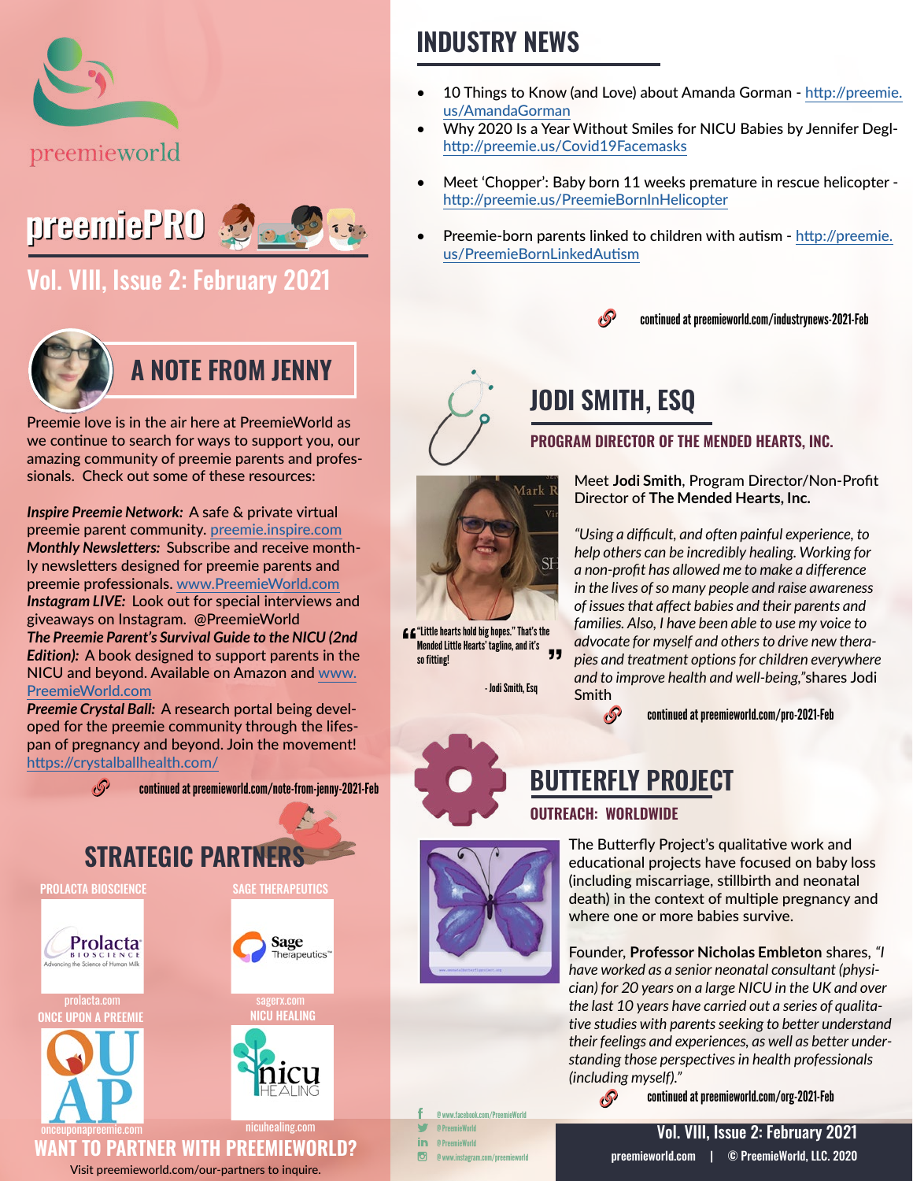preemieworld

# preemiePRO

## Vol. VIII, Issue 2: February 2021

## A NOTE FROM JENNY

Preemie love is in the air here at PreemieWorld as we continue to search for ways to support you, our amazing community of preemie parents and professionals. Check out some of these resources:

***Inspire Preemie Network:*** A safe & private virtual preemie parent community. preemie.inspire.com
***Monthly Newsletters:*** Subscribe and receive monthly newsletters designed for preemie parents and preemie professionals. www.PreemieWorld.com
***Instagram LIVE:*** Look out for special interviews and giveaways on Instagram. @PreemieWorld
***The Preemie Parent's Survival Guide to the NICU (2nd Edition):*** A book designed to support parents in the NICU and beyond. Available on Amazon and www.PreemieWorld.com
***Preemie Crystal Ball:*** A research portal being developed for the preemie community through the lifespan of pregnancy and beyond. Join the movement! https://crystalballhealth.com/

continued at preemieworld.com/note-from-jenny-2021-Feb

## STRATEGIC PARTNERS

PROLACTA BIOSCIENCE — prolacta.com

SAGE THERAPEUTICS — sagerx.com

ONCE UPON A PREEMIE — onceuponapreemie.com

NICU HEALING — nicuhealing.com

### WANT TO PARTNER WITH PREEMIEWORLD?

Visit preemieworld.com/our-partners to inquire.

## INDUSTRY NEWS

- 10 Things to Know (and Love) about Amanda Gorman - http://preemie.us/AmandaGorman
- Why 2020 Is a Year Without Smiles for NICU Babies by Jennifer Degl- http://preemie.us/Covid19Facemasks
- Meet 'Chopper': Baby born 11 weeks premature in rescue helicopter - http://preemie.us/PreemieBornInHelicopter
- Preemie-born parents linked to children with autism - http://preemie.us/PreemieBornLinkedAutism

continued at preemieworld.com/industrynews-2021-Feb

## JODI SMITH, ESQ

### PROGRAM DIRECTOR OF THE MENDED HEARTS, INC.

> "Little hearts hold big hopes." That's the Mended Little Hearts' tagline, and it's so fitting!
>
> - Jodi Smith, Esq

Meet **Jodi Smith**, Program Director/Non-Profit Director of **The Mended Hearts, Inc.**

*"Using a difficult, and often painful experience, to help others can be incredibly healing. Working for a non-profit has allowed me to make a difference in the lives of so many people and raise awareness of issues that affect babies and their parents and families. Also, I have been able to use my voice to advocate for myself and others to drive new therapies and treatment options for children everywhere and to improve health and well-being,"* shares Jodi Smith

continued at preemieworld.com/pro-2021-Feb

## BUTTERFLY PROJECT

### OUTREACH: WORLDWIDE

The Butterfly Project's qualitative work and educational projects have focused on baby loss (including miscarriage, stillbirth and neonatal death) in the context of multiple pregnancy and where one or more babies survive.

Founder, **Professor Nicholas Embleton** shares, *"I have worked as a senior neonatal consultant (physician) for 20 years on a large NICU in the UK and over the last 10 years have carried out a series of qualitative studies with parents seeking to better understand their feelings and experiences, as well as better understanding those perspectives in health professionals (including myself)."*

continued at preemieworld.com/org-2021-Feb

@www.facebook.com/PreemieWorld
@PreemieWorld
@PreemieWorld
@www.instagram.com/preemieworld

preemieworld.com | © PreemieWorld, LLC. 2020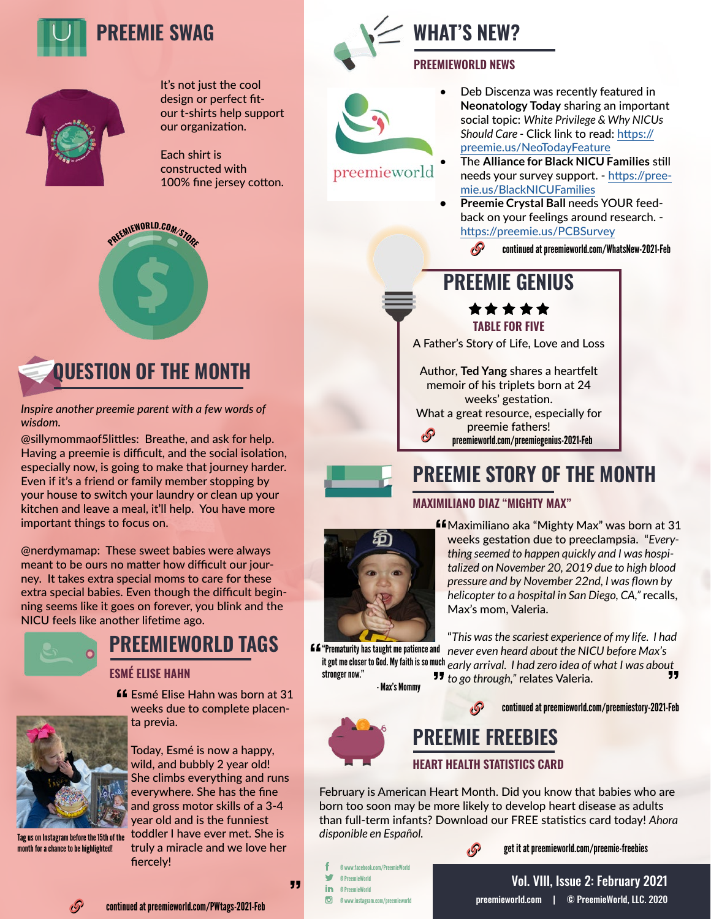# PREEMIE SWAG

It's not just the cool design or perfect fit- our t-shirts help support our organization.

Each shirt is constructed with 100% fine jersey cotton.

PREEMIEWORLD.COM/STORE

# QUESTION OF THE MONTH

*Inspire another preemie parent with a few words of wisdom.*

@sillymommaof5littles: Breathe, and ask for help. Having a preemie is difficult, and the social isolation, especially now, is going to make that journey harder. Even if it's a friend or family member stopping by your house to switch your laundry or clean up your kitchen and leave a meal, it'll help. You have more important things to focus on.

@nerdymamap: These sweet babies were always meant to be ours no matter how difficult our journey. It takes extra special moms to care for these extra special babies. Even though the difficult beginning seems like it goes on forever, you blink and the NICU feels like another lifetime ago.

# PREEMIEWORLD TAGS

## ESMÉ ELISE HAHN

"Esmé Elise Hahn was born at 31 weeks due to complete placenta previa.

Today, Esmé is now a happy, wild, and bubbly 2 year old! She climbs everything and runs everywhere. She has the fine and gross motor skills of a 3-4 year old and is the funniest toddler I have ever met. She is truly a miracle and we love her fiercely!"

Tag us on Instagram before the 15th of the month for a chance to be highlighted!

continued at preemieworld.com/PWtags-2021-Feb

# WHAT'S NEW?

## PREEMIEWORLD NEWS

preemieworld

- Deb Discenza was recently featured in **Neonatology Today** sharing an important social topic: *White Privilege & Why NICUs Should Care* - Click link to read: https://preemie.us/NeoTodayFeature
- The **Alliance for Black NICU Families** still needs your survey support. - https://preemie.us/BlackNICUFamilies
- **Preemie Crystal Ball** needs YOUR feedback on your feelings around research. - https://preemie.us/PCBSurvey

continued at preemieworld.com/WhatsNew-2021-Feb

# PREEMIE GENIUS

★★★★★

## TABLE FOR FIVE

A Father's Story of Life, Love and Loss

Author, **Ted Yang** shares a heartfelt memoir of his triplets born at 24 weeks' gestation.
What a great resource, especially for preemie fathers!

preemieworld.com/preemiegenius-2021-Feb

# PREEMIE STORY OF THE MONTH

## MAXIMILIANO DIAZ "MIGHTY MAX"

"Maximiliano aka "Mighty Max" was born at 31 weeks gestation due to preeclampsia. "*Everything seemed to happen quickly and I was hospitalized on November 20, 2019 due to high blood pressure and by November 22nd, I was flown by helicopter to a hospital in San Diego, CA,"* recalls, Max's mom, Valeria.

"*This was the scariest experience of my life. I had never even heard about the NICU before Max's early arrival. I had zero idea of what I was about to go through,*" relates Valeria."

"Prematurity has taught me patience and it got me closer to God. My faith is so much stronger now."
- Max's Mommy

continued at preemieworld.com/preemiestory-2021-Feb

# PREEMIE FREEBIES

## HEART HEALTH STATISTICS CARD

February is American Heart Month. Did you know that babies who are born too soon may be more likely to develop heart disease as adults than full-term infants? Download our FREE statistics card today! *Ahora disponible en Español.*

get it at preemieworld.com/preemie-freebies

@www.facebook.com/PreemieWorld
@PreemieWorld
@PreemieWorld
@www.instagram.com/preemieworld

Vol. VIII, Issue 2: February 2021
preemieworld.com | © PreemieWorld, LLC. 2020